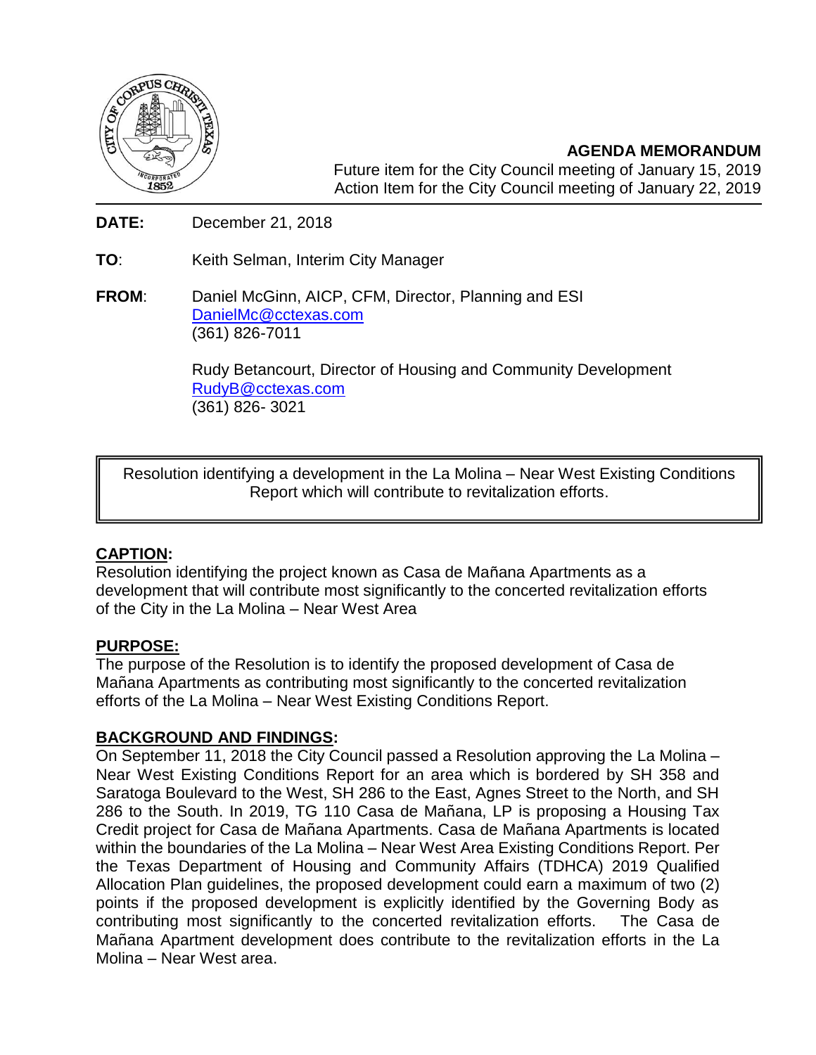**AGENDA MEMORANDUM**
Future item for the City Council meeting of January 15, 2019
Action Item for the City Council meeting of January 22, 2019

**DATE:** December 21, 2018

**TO**: Keith Selman, Interim City Manager

**FROM**: Daniel McGinn, AICP, CFM, Director, Planning and ESI
DanielMc@cctexas.com
(361) 826-7011

Rudy Betancourt, Director of Housing and Community Development
RudyB@cctexas.com
(361) 826- 3021

Resolution identifying a development in the La Molina – Near West Existing Conditions Report which will contribute to revitalization efforts.

## CAPTION:

Resolution identifying the project known as Casa de Mañana Apartments as a development that will contribute most significantly to the concerted revitalization efforts of the City in the La Molina – Near West Area

## PURPOSE:

The purpose of the Resolution is to identify the proposed development of Casa de Mañana Apartments as contributing most significantly to the concerted revitalization efforts of the La Molina – Near West Existing Conditions Report.

## BACKGROUND AND FINDINGS:

On September 11, 2018 the City Council passed a Resolution approving the La Molina – Near West Existing Conditions Report for an area which is bordered by SH 358 and Saratoga Boulevard to the West, SH 286 to the East, Agnes Street to the North, and SH 286 to the South. In 2019, TG 110 Casa de Mañana, LP is proposing a Housing Tax Credit project for Casa de Mañana Apartments. Casa de Mañana Apartments is located within the boundaries of the La Molina – Near West Area Existing Conditions Report. Per the Texas Department of Housing and Community Affairs (TDHCA) 2019 Qualified Allocation Plan guidelines, the proposed development could earn a maximum of two (2) points if the proposed development is explicitly identified by the Governing Body as contributing most significantly to the concerted revitalization efforts. The Casa de Mañana Apartment development does contribute to the revitalization efforts in the La Molina – Near West area.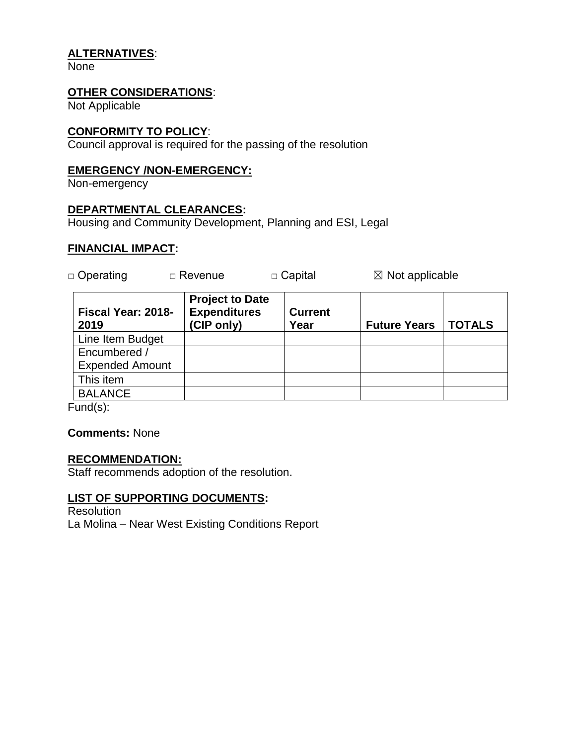**ALTERNATIVES**:
None

**OTHER CONSIDERATIONS**:
Not Applicable

**CONFORMITY TO POLICY**:
Council approval is required for the passing of the resolution

**EMERGENCY /NON-EMERGENCY:**
Non-emergency

**DEPARTMENTAL CLEARANCES:**
Housing and Community Development, Planning and ESI, Legal

**FINANCIAL IMPACT:**

□ Operating □ Revenue □ Capital ☒ Not applicable

| Fiscal Year: 2018-2019 | Project to Date Expenditures (CIP only) | Current Year | Future Years | TOTALS |
|---|---|---|---|---|
| Line Item Budget | | | | |
| Encumbered / Expended Amount | | | | |
| This item | | | | |
| BALANCE | | | | |

Fund(s):

**Comments:** None

**RECOMMENDATION:**
Staff recommends adoption of the resolution.

**LIST OF SUPPORTING DOCUMENTS:**
Resolution
La Molina – Near West Existing Conditions Report